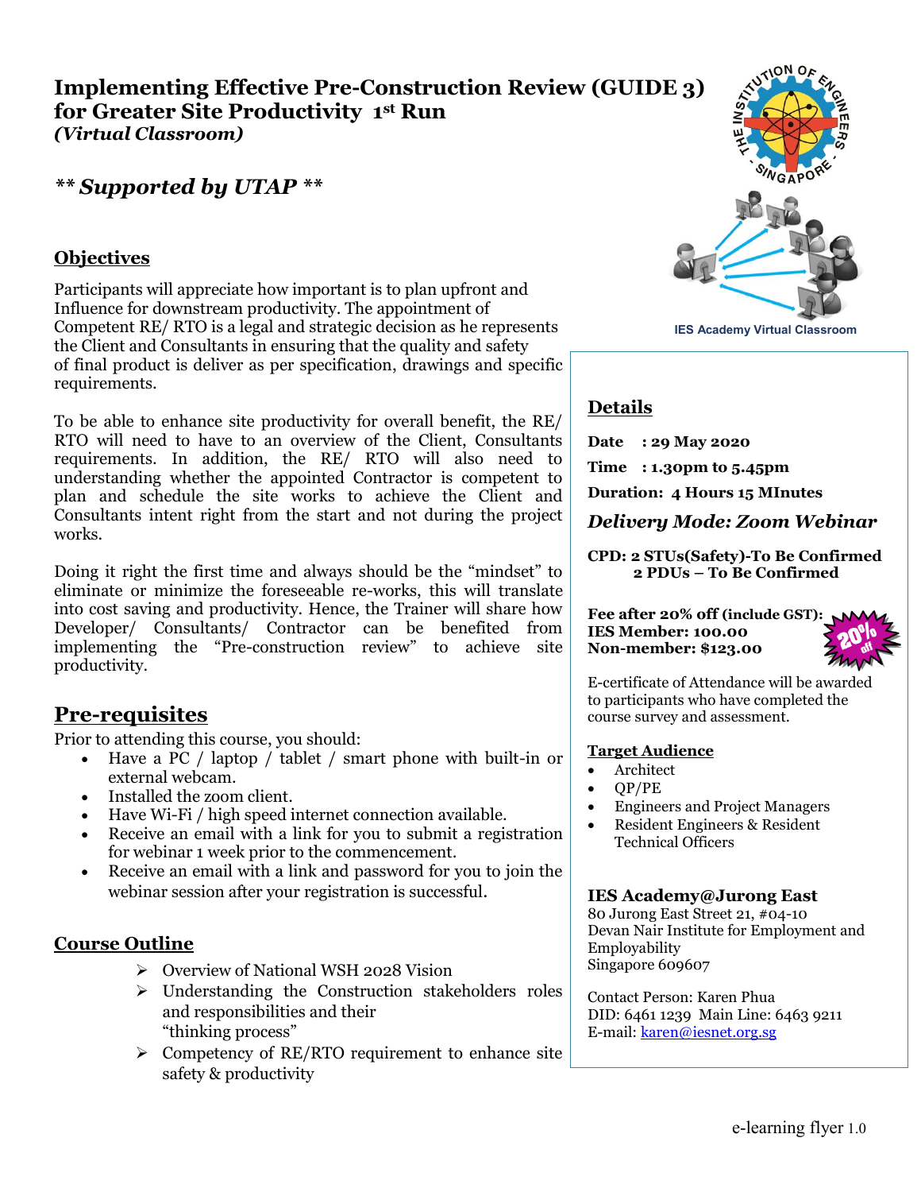# Implementing Effective Pre-Construction Review (GUIDE 3) for Greater Site Productivity 1st Run

***(Virtual Classroom)***

## *\*\* Supported by UTAP \*\**

IES Academy Virtual Classroom

## Objectives

Participants will appreciate how important is to plan upfront and Influence for downstream productivity. The appointment of Competent RE/ RTO is a legal and strategic decision as he represents the Client and Consultants in ensuring that the quality and safety of final product is deliver as per specification, drawings and specific requirements.

To be able to enhance site productivity for overall benefit, the RE/ RTO will need to have to an overview of the Client, Consultants requirements. In addition, the RE/ RTO will also need to understanding whether the appointed Contractor is competent to plan and schedule the site works to achieve the Client and Consultants intent right from the start and not during the project works.

Doing it right the first time and always should be the "mindset" to eliminate or minimize the foreseeable re-works, this will translate into cost saving and productivity. Hence, the Trainer will share how Developer/ Consultants/ Contractor can be benefited from implementing the "Pre-construction review" to achieve site productivity.

## Pre-requisites

Prior to attending this course, you should:

- Have a PC / laptop / tablet / smart phone with built-in or external webcam.
- Installed the zoom client.
- Have Wi-Fi / high speed internet connection available.
- Receive an email with a link for you to submit a registration for webinar 1 week prior to the commencement.
- Receive an email with a link and password for you to join the webinar session after your registration is successful.

## Course Outline

- Overview of National WSH 2028 Vision
- Understanding the Construction stakeholders roles and responsibilities and their "thinking process"
- Competency of RE/RTO requirement to enhance site safety & productivity

## Details

**Date : 29 May 2020**

**Time : 1.30pm to 5.45pm**

**Duration: 4 Hours 15 MInutes**

***Delivery Mode: Zoom Webinar***

**CPD: 2 STUs(Safety)-To Be Confirmed**
**2 PDUs – To Be Confirmed**

**Fee after 20% off (include GST):**
**IES Member: 100.00**
**Non-member: $123.00**

20% off

E-certificate of Attendance will be awarded to participants who have completed the course survey and assessment.

### Target Audience

- Architect
- QP/PE
- Engineers and Project Managers
- Resident Engineers & Resident Technical Officers

**IES Academy@Jurong East**
80 Jurong East Street 21, #04-10
Devan Nair Institute for Employment and Employability
Singapore 609607

Contact Person: Karen Phua
DID: 6461 1239 Main Line: 6463 9211
E-mail: karen@iesnet.org.sg

e-learning flyer 1.0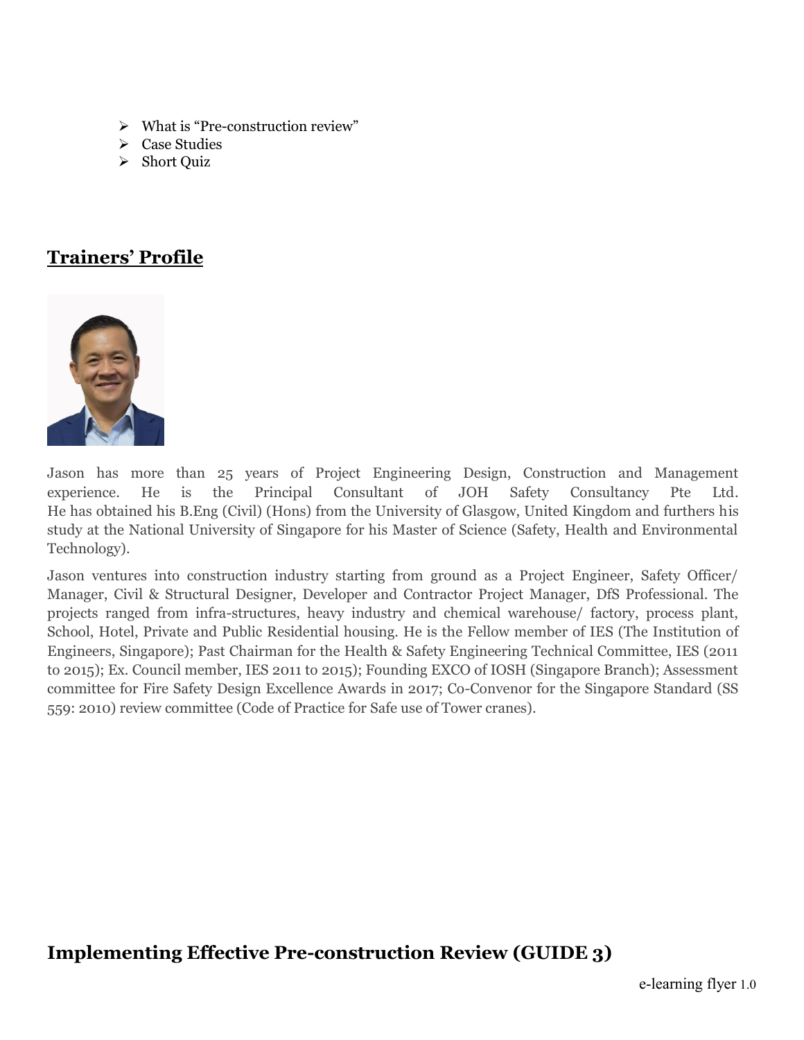- What is "Pre-construction review"
- Case Studies
- Short Quiz

## Trainers' Profile

Jason has more than 25 years of Project Engineering Design, Construction and Management experience. He is the Principal Consultant of JOH Safety Consultancy Pte Ltd. He has obtained his B.Eng (Civil) (Hons) from the University of Glasgow, United Kingdom and furthers his study at the National University of Singapore for his Master of Science (Safety, Health and Environmental Technology).

Jason ventures into construction industry starting from ground as a Project Engineer, Safety Officer/ Manager, Civil & Structural Designer, Developer and Contractor Project Manager, DfS Professional. The projects ranged from infra-structures, heavy industry and chemical warehouse/ factory, process plant, School, Hotel, Private and Public Residential housing. He is the Fellow member of IES (The Institution of Engineers, Singapore); Past Chairman for the Health & Safety Engineering Technical Committee, IES (2011 to 2015); Ex. Council member, IES 2011 to 2015); Founding EXCO of IOSH (Singapore Branch); Assessment committee for Fire Safety Design Excellence Awards in 2017; Co-Convenor for the Singapore Standard (SS 559: 2010) review committee (Code of Practice for Safe use of Tower cranes).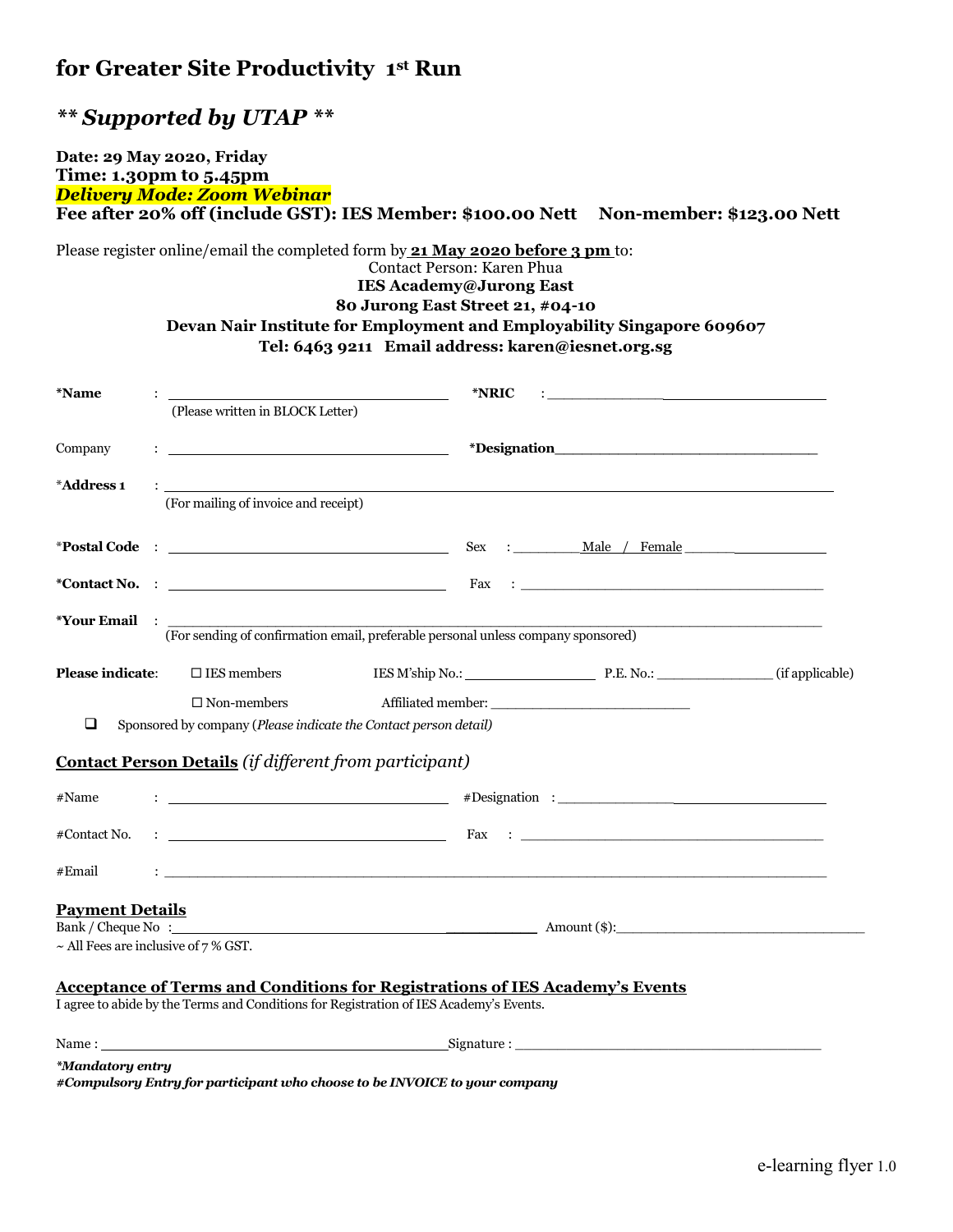# for Greater Site Productivity 1st Run

## *** Supported by UTAP ***

**Date: 29 May 2020, Friday**
**Time: 1.30pm to 5.45pm**
***Delivery Mode: Zoom Webinar***
**Fee after 20% off (include GST): IES Member: $100.00 Nett     Non-member: $123.00 Nett**

Please register online/email the completed form by **21 May 2020 before 3 pm** to:

Contact Person: Karen Phua
**IES Academy@Jurong East**
**80 Jurong East Street 21, #04-10**
**Devan Nair Institute for Employment and Employability Singapore 609607**
**Tel: 6463 9211   Email address: karen@iesnet.org.sg**

**\*Name** : ______________________ (Please written in BLOCK Letter)     **\*NRIC** : ______________________

Company : ______________________     **\*Designation** ______________________

*__Address 1__ : ______________________________________________
(For mailing of invoice and receipt)

*__Postal Code__ : ______________________     Sex : ________ Male / Female ________

**\*Contact No.** : ______________________     Fax : ______________________

**\*Your Email** : ______________________________________________
(For sending of confirmation email, preferable personal unless company sponsored)

**Please indicate**: ☐ IES members     IES M'ship No.: ______________ P.E. No.: ______________ (if applicable)

☐ Non-members     Affiliated member: ______________________

❑ Sponsored by company (*Please indicate the Contact person detail)*

**Contact Person Details** *(if different from participant)*

#Name : ______________________     #Designation : ______________________

#Contact No. : ______________________     Fax : ______________________

#Email : ______________________________________________

**Payment Details**

Bank / Cheque No : ______________________     Amount ($): ______________________

~ All Fees are inclusive of 7 % GST.

**Acceptance of Terms and Conditions for Registrations of IES Academy's Events**

I agree to abide by the Terms and Conditions for Registration of IES Academy's Events.

Name : ______________________ Signature : ______________________

***Mandatory entry***
***#Compulsory Entry for participant who choose to be INVOICE to your company***

e-learning flyer 1.0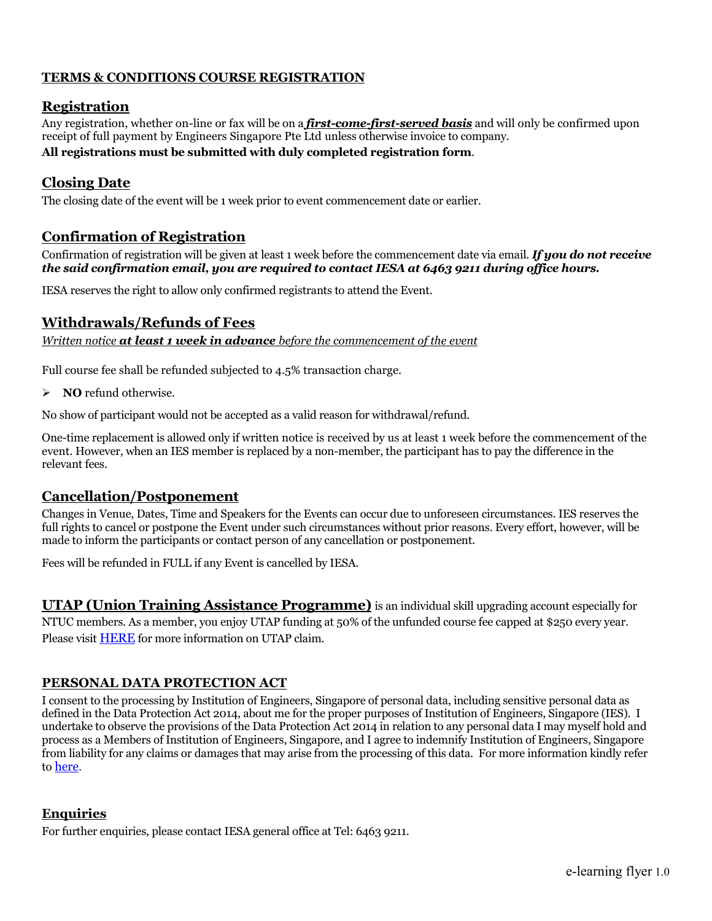## TERMS & CONDITIONS COURSE REGISTRATION

### Registration

Any registration, whether on-line or fax will be on a ***first-come-first-served basis*** and will only be confirmed upon receipt of full payment by Engineers Singapore Pte Ltd unless otherwise invoice to company.

**All registrations must be submitted with duly completed registration form**.

### Closing Date

The closing date of the event will be 1 week prior to event commencement date or earlier.

### Confirmation of Registration

Confirmation of registration will be given at least 1 week before the commencement date via email. ***If you do not receive the said confirmation email, you are required to contact IESA at 6463 9211 during office hours.***

IESA reserves the right to allow only confirmed registrants to attend the Event.

### Withdrawals/Refunds of Fees

*Written notice **at least 1 week in advance** before the commencement of the event*

Full course fee shall be refunded subjected to 4.5% transaction charge.

- **NO** refund otherwise.

No show of participant would not be accepted as a valid reason for withdrawal/refund.

One-time replacement is allowed only if written notice is received by us at least 1 week before the commencement of the event. However, when an IES member is replaced by a non-member, the participant has to pay the difference in the relevant fees.

### Cancellation/Postponement

Changes in Venue, Dates, Time and Speakers for the Events can occur due to unforeseen circumstances. IES reserves the full rights to cancel or postpone the Event under such circumstances without prior reasons. Every effort, however, will be made to inform the participants or contact person of any cancellation or postponement.

Fees will be refunded in FULL if any Event is cancelled by IESA.

**UTAP (Union Training Assistance Programme)** is an individual skill upgrading account especially for NTUC members. As a member, you enjoy UTAP funding at 50% of the unfunded course fee capped at $250 every year. Please visit HERE for more information on UTAP claim.

### PERSONAL DATA PROTECTION ACT

I consent to the processing by Institution of Engineers, Singapore of personal data, including sensitive personal data as defined in the Data Protection Act 2014, about me for the proper purposes of Institution of Engineers, Singapore (IES). I undertake to observe the provisions of the Data Protection Act 2014 in relation to any personal data I may myself hold and process as a Members of Institution of Engineers, Singapore, and I agree to indemnify Institution of Engineers, Singapore from liability for any claims or damages that may arise from the processing of this data. For more information kindly refer to here.

### Enquiries

For further enquiries, please contact IESA general office at Tel: 6463 9211.

e-learning flyer 1.0